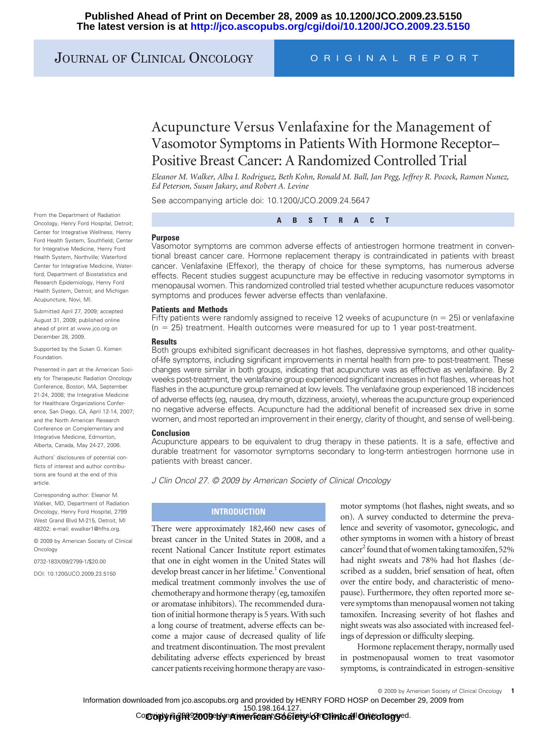# Acupuncture Versus Venlafaxine for the Management of Vasomotor Symptoms in Patients With Hormone Receptor–Positive Breast Cancer: A Randomized Controlled Trial

*Eleanor M. Walker, Alba I. Rodriguez, Beth Kohn, Ronald M. Ball, Jan Pegg, Jeffrey R. Pocock, Ramon Nunez, Ed Peterson, Susan Jakary, and Robert A. Levine*

See accompanying article doi: 10.1200/JCO.2009.24.5647

From the Department of Radiation Oncology, Henry Ford Hospital, Detroit; Center for Integrative Wellness, Henry Ford Health System, Southfield; Center for Integrative Medicine, Henry Ford Health System, Northville; Waterford Center for Integrative Medicine, Waterford; Department of Biostatistics and Research Epidemiology, Henry Ford Health System, Detroit; and Michigan Acupuncture, Novi, MI.

Submitted April 27, 2009; accepted August 31, 2009; published online ahead of print at www.jco.org on December 28, 2009.

Supported by the Susan G. Komen Foundation.

Presented in part at the American Society for Therapeutic Radiation Oncology Conference, Boston, MA, September 21-24, 2008; the Integrative Medicine for Healthcare Organizations Conference, San Diego, CA, April 12-14, 2007; and the North American Research Conference on Complementary and Integrative Medicine, Edmonton, Alberta, Canada, May 24-27, 2006.

Authors' disclosures of potential conflicts of interest and author contributions are found at the end of this article.

Corresponding author: Eleanor M. Walker, MD, Department of Radiation Oncology, Henry Ford Hospital, 2799 West Grand Blvd M-215, Detroit, MI 48202; e-mail: ewalker1@hfhs.org.

© 2009 by American Society of Clinical Oncology

0732-183X/09/2799-1/$20.00

DOI: 10.1200/JCO.2009.23.5150

## A B S T R A C T

### Purpose

Vasomotor symptoms are common adverse effects of antiestrogen hormone treatment in conventional breast cancer care. Hormone replacement therapy is contraindicated in patients with breast cancer. Venlafaxine (Effexor), the therapy of choice for these symptoms, has numerous adverse effects. Recent studies suggest acupuncture may be effective in reducing vasomotor symptoms in menopausal women. This randomized controlled trial tested whether acupuncture reduces vasomotor symptoms and produces fewer adverse effects than venlafaxine.

### Patients and Methods

Fifty patients were randomly assigned to receive 12 weeks of acupuncture (n = 25) or venlafaxine (n = 25) treatment. Health outcomes were measured for up to 1 year post-treatment.

### Results

Both groups exhibited significant decreases in hot flashes, depressive symptoms, and other quality-of-life symptoms, including significant improvements in mental health from pre- to post-treatment. These changes were similar in both groups, indicating that acupuncture was as effective as venlafaxine. By 2 weeks post-treatment, the venlafaxine group experienced significant increases in hot flashes, whereas hot flashes in the acupuncture group remained at low levels. The venlafaxine group experienced 18 incidences of adverse effects (eg, nausea, dry mouth, dizziness, anxiety), whereas the acupuncture group experienced no negative adverse effects. Acupuncture had the additional benefit of increased sex drive in some women, and most reported an improvement in their energy, clarity of thought, and sense of well-being.

### Conclusion

Acupuncture appears to be equivalent to drug therapy in these patients. It is a safe, effective and durable treatment for vasomotor symptoms secondary to long-term antiestrogen hormone use in patients with breast cancer.

*J Clin Oncol 27. © 2009 by American Society of Clinical Oncology*

## INTRODUCTION

There were approximately 182,460 new cases of breast cancer in the United States in 2008, and a recent National Cancer Institute report estimates that one in eight women in the United States will develop breast cancer in her lifetime.[1] Conventional medical treatment commonly involves the use of chemotherapy and hormone therapy (eg, tamoxifen or aromatase inhibitors). The recommended duration of initial hormone therapy is 5 years. With such a long course of treatment, adverse effects can become a major cause of decreased quality of life and treatment discontinuation. The most prevalent debilitating adverse effects experienced by breast cancer patients receiving hormone therapy are vasomotor symptoms (hot flashes, night sweats, and so on). A survey conducted to determine the prevalence and severity of vasomotor, gynecologic, and other symptoms in women with a history of breast cancer[2] found that of women taking tamoxifen, 52% had night sweats and 78% had hot flashes (described as a sudden, brief sensation of heat, often over the entire body, and characteristic of menopause). Furthermore, they often reported more severe symptoms than menopausal women not taking tamoxifen. Increasing severity of hot flashes and night sweats was also associated with increased feelings of depression or difficulty sleeping.

Hormone replacement therapy, normally used in postmenopausal women to treat vasomotor symptoms, is contraindicated in estrogen-sensitive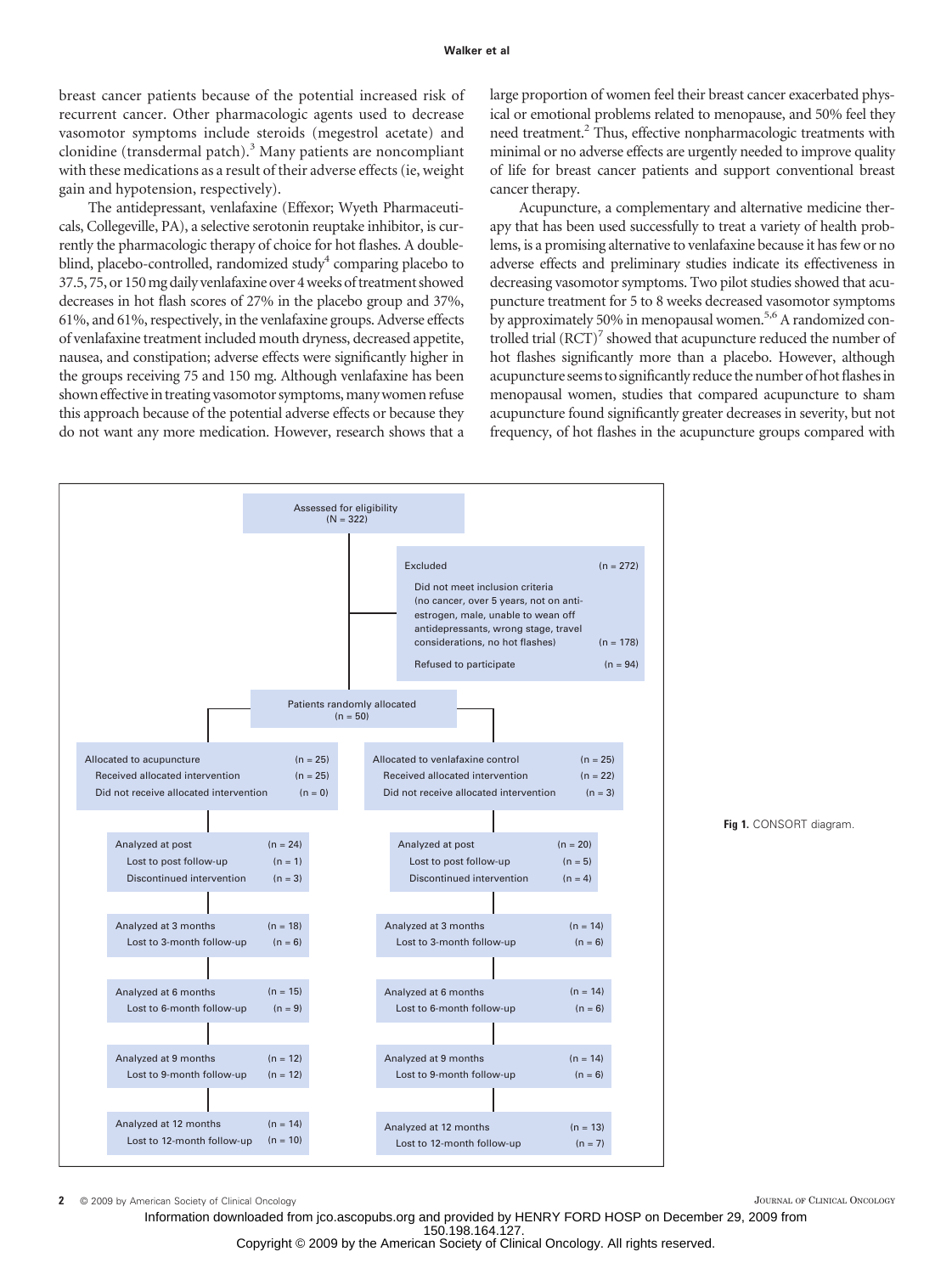breast cancer patients because of the potential increased risk of recurrent cancer. Other pharmacologic agents used to decrease vasomotor symptoms include steroids (megestrol acetate) and clonidine (transdermal patch).[3] Many patients are noncompliant with these medications as a result of their adverse effects (ie, weight gain and hypotension, respectively).

The antidepressant, venlafaxine (Effexor; Wyeth Pharmaceuticals, Collegeville, PA), a selective serotonin reuptake inhibitor, is currently the pharmacologic therapy of choice for hot flashes. A double-blind, placebo-controlled, randomized study[4] comparing placebo to 37.5, 75, or 150 mg daily venlafaxine over 4 weeks of treatment showed decreases in hot flash scores of 27% in the placebo group and 37%, 61%, and 61%, respectively, in the venlafaxine groups. Adverse effects of venlafaxine treatment included mouth dryness, decreased appetite, nausea, and constipation; adverse effects were significantly higher in the groups receiving 75 and 150 mg. Although venlafaxine has been shown effective in treating vasomotor symptoms, many women refuse this approach because of the potential adverse effects or because they do not want any more medication. However, research shows that a large proportion of women feel their breast cancer exacerbated physical or emotional problems related to menopause, and 50% feel they need treatment.[2] Thus, effective nonpharmacologic treatments with minimal or no adverse effects are urgently needed to improve quality of life for breast cancer patients and support conventional breast cancer therapy.

Acupuncture, a complementary and alternative medicine therapy that has been used successfully to treat a variety of health problems, is a promising alternative to venlafaxine because it has few or no adverse effects and preliminary studies indicate its effectiveness in decreasing vasomotor symptoms. Two pilot studies showed that acupuncture treatment for 5 to 8 weeks decreased vasomotor symptoms by approximately 50% in menopausal women.[5,6] A randomized controlled trial (RCT)[7] showed that acupuncture reduced the number of hot flashes significantly more than a placebo. However, although acupuncture seems to significantly reduce the number of hot flashes in menopausal women, studies that compared acupuncture to sham acupuncture found significantly greater decreases in severity, but not frequency, of hot flashes in the acupuncture groups compared with

Assessed for eligibility (N = 322)

Excluded (n = 272)
Did not meet inclusion criteria (no cancer, over 5 years, not on anti-estrogen, male, unable to wean off antidepressants, wrong stage, travel considerations, no hot flashes) (n = 178)
Refused to participate (n = 94)

Patients randomly allocated (n = 50)

Allocated to acupuncture (n = 25)
Received allocated intervention (n = 25)
Did not receive allocated intervention (n = 0)

Allocated to venlafaxine control (n = 25)
Received allocated intervention (n = 22)
Did not receive allocated intervention (n = 3)

Analyzed at post (n = 24)
Lost to post follow-up (n = 1)
Discontinued intervention (n = 3)

Analyzed at post (n = 20)
Lost to post follow-up (n = 5)
Discontinued intervention (n = 4)

Analyzed at 3 months (n = 18)
Lost to 3-month follow-up (n = 6)

Analyzed at 3 months (n = 14)
Lost to 3-month follow-up (n = 6)

Analyzed at 6 months (n = 15)
Lost to 6-month follow-up (n = 9)

Analyzed at 6 months (n = 14)
Lost to 6-month follow-up (n = 6)

Analyzed at 9 months (n = 12)
Lost to 9-month follow-up (n = 12)

Analyzed at 9 months (n = 14)
Lost to 9-month follow-up (n = 6)

Analyzed at 12 months (n = 14)
Lost to 12-month follow-up (n = 10)

Analyzed at 12 months (n = 13)
Lost to 12-month follow-up (n = 7)

**Fig 1.** CONSORT diagram.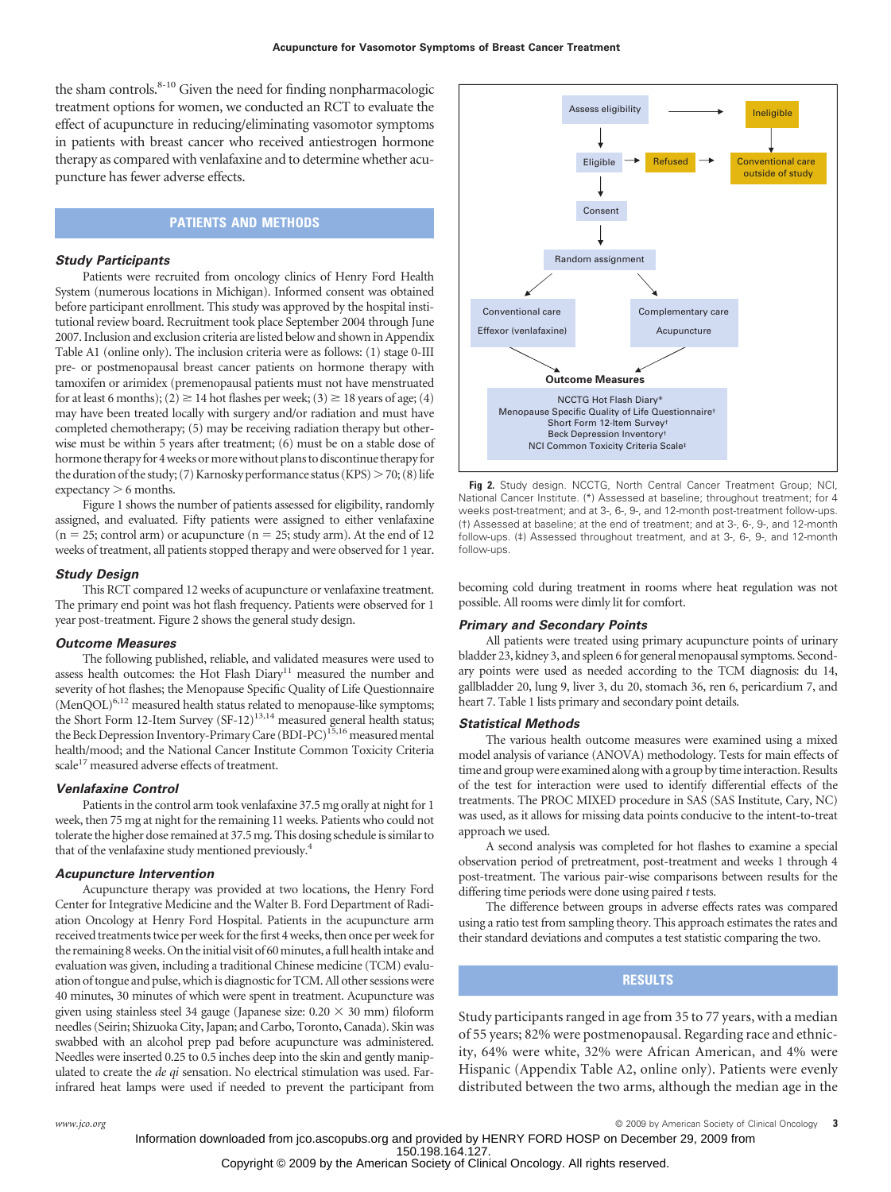the sham controls.[8-10] Given the need for finding nonpharmacologic treatment options for women, we conducted an RCT to evaluate the effect of acupuncture in reducing/eliminating vasomotor symptoms in patients with breast cancer who received antiestrogen hormone therapy as compared with venlafaxine and to determine whether acupuncture has fewer adverse effects.

## PATIENTS AND METHODS

### Study Participants

Patients were recruited from oncology clinics of Henry Ford Health System (numerous locations in Michigan). Informed consent was obtained before participant enrollment. This study was approved by the hospital institutional review board. Recruitment took place September 2004 through June 2007. Inclusion and exclusion criteria are listed below and shown in Appendix Table A1 (online only). The inclusion criteria were as follows: (1) stage 0-III pre- or postmenopausal breast cancer patients on hormone therapy with tamoxifen or arimidex (premenopausal patients must not have menstruated for at least 6 months); (2) ≥ 14 hot flashes per week; (3) ≥ 18 years of age; (4) may have been treated locally with surgery and/or radiation and must have completed chemotherapy; (5) may be receiving radiation therapy but otherwise must be within 5 years after treatment; (6) must be on a stable dose of hormone therapy for 4 weeks or more without plans to discontinue therapy for the duration of the study; (7) Karnosky performance status (KPS) > 70; (8) life expectancy > 6 months.

Figure 1 shows the number of patients assessed for eligibility, randomly assigned, and evaluated. Fifty patients were assigned to either venlafaxine (n = 25; control arm) or acupuncture (n = 25; study arm). At the end of 12 weeks of treatment, all patients stopped therapy and were observed for 1 year.

### Study Design

This RCT compared 12 weeks of acupuncture or venlafaxine treatment. The primary end point was hot flash frequency. Patients were observed for 1 year post-treatment. Figure 2 shows the general study design.

### Outcome Measures

The following published, reliable, and validated measures were used to assess health outcomes: the Hot Flash Diary[11] measured the number and severity of hot flashes; the Menopause Specific Quality of Life Questionnaire (MenQOL)[6,12] measured health status related to menopause-like symptoms; the Short Form 12-Item Survey (SF-12)[13,14] measured general health status; the Beck Depression Inventory-Primary Care (BDI-PC)[15,16] measured mental health/mood; and the National Cancer Institute Common Toxicity Criteria scale[17] measured adverse effects of treatment.

### Venlafaxine Control

Patients in the control arm took venlafaxine 37.5 mg orally at night for 1 week, then 75 mg at night for the remaining 11 weeks. Patients who could not tolerate the higher dose remained at 37.5 mg. This dosing schedule is similar to that of the venlafaxine study mentioned previously.[4]

### Acupuncture Intervention

Acupuncture therapy was provided at two locations, the Henry Ford Center for Integrative Medicine and the Walter B. Ford Department of Radiation Oncology at Henry Ford Hospital. Patients in the acupuncture arm received treatments twice per week for the first 4 weeks, then once per week for the remaining 8 weeks. On the initial visit of 60 minutes, a full health intake and evaluation was given, including a traditional Chinese medicine (TCM) evaluation of tongue and pulse, which is diagnostic for TCM. All other sessions were 40 minutes, 30 minutes of which were spent in treatment. Acupuncture was given using stainless steel 34 gauge (Japanese size: 0.20 × 30 mm) filoform needles (Seirin; Shizuoka City, Japan; and Carbo, Toronto, Canada). Skin was swabbed with an alcohol prep pad before acupuncture was administered. Needles were inserted 0.25 to 0.5 inches deep into the skin and gently manipulated to create the *de qi* sensation. No electrical stimulation was used. Far-infrared heat lamps were used if needed to prevent the participant from becoming cold during treatment in rooms where heat regulation was not possible. All rooms were dimly lit for comfort.

Assess eligibility
Ineligible
Eligible
Refused
Conventional care outside of study
Consent
Random assignment
Conventional care
Effexor (venlafaxine)
Complementary care
Acupuncture
Outcome Measures
NCCTG Hot Flash Diary*
Menopause Specific Quality of Life Questionnaire†
Short Form 12-Item Survey†
Beck Depression Inventory†
NCI Common Toxicity Criteria Scale‡

**Fig 2.** Study design. NCCTG, North Central Cancer Treatment Group; NCI, National Cancer Institute. (*) Assessed at baseline; throughout treatment; for 4 weeks post-treatment; and at 3-, 6-, 9-, and 12-month post-treatment follow-ups. (†) Assessed at baseline; at the end of treatment; and at 3-, 6-, 9-, and 12-month follow-ups. (‡) Assessed throughout treatment, and at 3-, 6-, 9-, and 12-month follow-ups.

### Primary and Secondary Points

All patients were treated using primary acupuncture points of urinary bladder 23, kidney 3, and spleen 6 for general menopausal symptoms. Secondary points were used as needed according to the TCM diagnosis: du 14, gallbladder 20, lung 9, liver 3, du 20, stomach 36, ren 6, pericardium 7, and heart 7. Table 1 lists primary and secondary point details.

### Statistical Methods

The various health outcome measures were examined using a mixed model analysis of variance (ANOVA) methodology. Tests for main effects of time and group were examined along with a group by time interaction. Results of the test for interaction were used to identify differential effects of the treatments. The PROC MIXED procedure in SAS (SAS Institute, Cary, NC) was used, as it allows for missing data points conducive to the intent-to-treat approach we used.

A second analysis was completed for hot flashes to examine a special observation period of pretreatment, post-treatment and weeks 1 through 4 post-treatment. The various pair-wise comparisons between results for the differing time periods were done using paired *t* tests.

The difference between groups in adverse effects rates was compared using a ratio test from sampling theory. This approach estimates the rates and their standard deviations and computes a test statistic comparing the two.

## RESULTS

Study participants ranged in age from 35 to 77 years, with a median of 55 years; 82% were postmenopausal. Regarding race and ethnicity, 64% were white, 32% were African American, and 4% were Hispanic (Appendix Table A2, online only). Patients were evenly distributed between the two arms, although the median age in the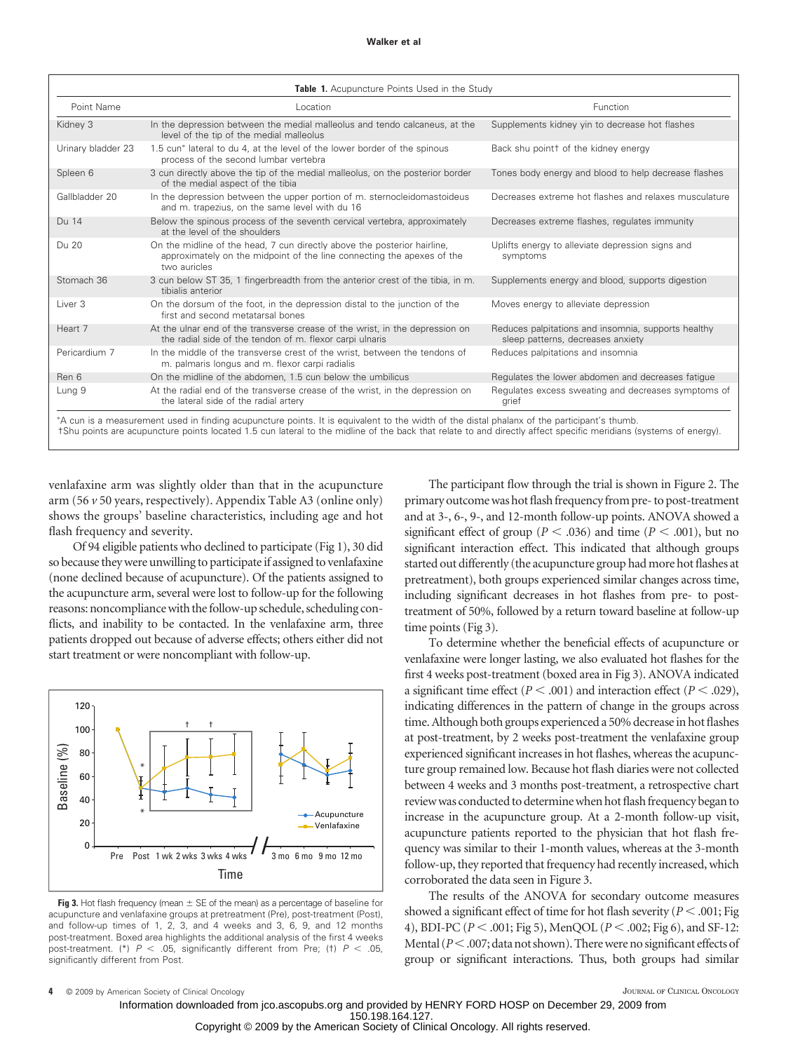**Table 1.** Acupuncture Points Used in the Study

| Point Name | Location | Function |
|---|---|---|
| Kidney 3 | In the depression between the medial malleolus and tendo calcaneus, at the level of the tip of the medial malleolus | Supplements kidney yin to decrease hot flashes |
| Urinary bladder 23 | 1.5 cun* lateral to du 4, at the level of the lower border of the spinous process of the second lumbar vertebra | Back shu point† of the kidney energy |
| Spleen 6 | 3 cun directly above the tip of the medial malleolus, on the posterior border of the medial aspect of the tibia | Tones body energy and blood to help decrease flashes |
| Gallbladder 20 | In the depression between the upper portion of m. sternocleidomastoideus and m. trapezius, on the same level with du 16 | Decreases extreme hot flashes and relaxes musculature |
| Du 14 | Below the spinous process of the seventh cervical vertebra, approximately at the level of the shoulders | Decreases extreme flashes, regulates immunity |
| Du 20 | On the midline of the head, 7 cun directly above the posterior hairline, approximately on the midpoint of the line connecting the apexes of the two auricles | Uplifts energy to alleviate depression signs and symptoms |
| Stomach 36 | 3 cun below ST 35, 1 fingerbreadth from the anterior crest of the tibia, in m. tibialis anterior | Supplements energy and blood, supports digestion |
| Liver 3 | On the dorsum of the foot, in the depression distal to the junction of the first and second metatarsal bones | Moves energy to alleviate depression |
| Heart 7 | At the ulnar end of the transverse crease of the wrist, in the depression on the radial side of the tendon of m. flexor carpi ulnaris | Reduces palpitations and insomnia, supports healthy sleep patterns, decreases anxiety |
| Pericardium 7 | In the middle of the transverse crest of the wrist, between the tendons of m. palmaris longus and m. flexor carpi radialis | Reduces palpitations and insomnia |
| Ren 6 | On the midline of the abdomen, 1.5 cun below the umbilicus | Regulates the lower abdomen and decreases fatigue |
| Lung 9 | At the radial end of the transverse crease of the wrist, in the depression on the lateral side of the radial artery | Regulates excess sweating and decreases symptoms of grief |

*A cun is a measurement used in finding acupuncture points. It is equivalent to the width of the distal phalanx of the participant's thumb.
†Shu points are acupuncture points located 1.5 cun lateral to the midline of the back that relate to and directly affect specific meridians (systems of energy).

venlafaxine arm was slightly older than that in the acupuncture arm (56 *v* 50 years, respectively). Appendix Table A3 (online only) shows the groups' baseline characteristics, including age and hot flash frequency and severity.

Of 94 eligible patients who declined to participate (Fig 1), 30 did so because they were unwilling to participate if assigned to venlafaxine (none declined because of acupuncture). Of the patients assigned to the acupuncture arm, several were lost to follow-up for the following reasons: noncompliance with the follow-up schedule, scheduling conflicts, and inability to be contacted. In the venlafaxine arm, three patients dropped out because of adverse effects; others either did not start treatment or were noncompliant with follow-up.

Baseline (%)
120
100
80
60
40
20
0
Pre Post 1 wk 2 wks 3 wks 4 wks 3 mo 6 mo 9 mo 12 mo
Time
Acupuncture
Venlafaxine

**Fig 3.** Hot flash frequency (mean ± SE of the mean) as a percentage of baseline for acupuncture and venlafaxine groups at pretreatment (Pre), post-treatment (Post), and follow-up times of 1, 2, 3, and 4 weeks and 3, 6, 9, and 12 months post-treatment. Boxed area highlights the additional analysis of the first 4 weeks post-treatment. (*) $P < .05$, significantly different from Pre; (†) $P < .05$, significantly different from Post.

The participant flow through the trial is shown in Figure 2. The primary outcome was hot flash frequency from pre- to post-treatment and at 3-, 6-, 9-, and 12-month follow-up points. ANOVA showed a significant effect of group ($P < .036$) and time ($P < .001$), but no significant interaction effect. This indicated that although groups started out differently (the acupuncture group had more hot flashes at pretreatment), both groups experienced similar changes across time, including significant decreases in hot flashes from pre- to post-treatment of 50%, followed by a return toward baseline at follow-up time points (Fig 3).

To determine whether the beneficial effects of acupuncture or venlafaxine were longer lasting, we also evaluated hot flashes for the first 4 weeks post-treatment (boxed area in Fig 3). ANOVA indicated a significant time effect ($P < .001$) and interaction effect ($P < .029$), indicating differences in the pattern of change in the groups across time. Although both groups experienced a 50% decrease in hot flashes at post-treatment, by 2 weeks post-treatment the venlafaxine group experienced significant increases in hot flashes, whereas the acupuncture group remained low. Because hot flash diaries were not collected between 4 weeks and 3 months post-treatment, a retrospective chart review was conducted to determine when hot flash frequency began to increase in the acupuncture group. At a 2-month follow-up visit, acupuncture patients reported to the physician that hot flash frequency was similar to their 1-month values, whereas at the 3-month follow-up, they reported that frequency had recently increased, which corroborated the data seen in Figure 3.

The results of the ANOVA for secondary outcome measures showed a significant effect of time for hot flash severity ($P < .001$; Fig 4), BDI-PC ($P < .001$; Fig 5), MenQOL ($P < .002$; Fig 6), and SF-12: Mental ($P < .007$; data not shown). There were no significant effects of group or significant interactions. Thus, both groups had similar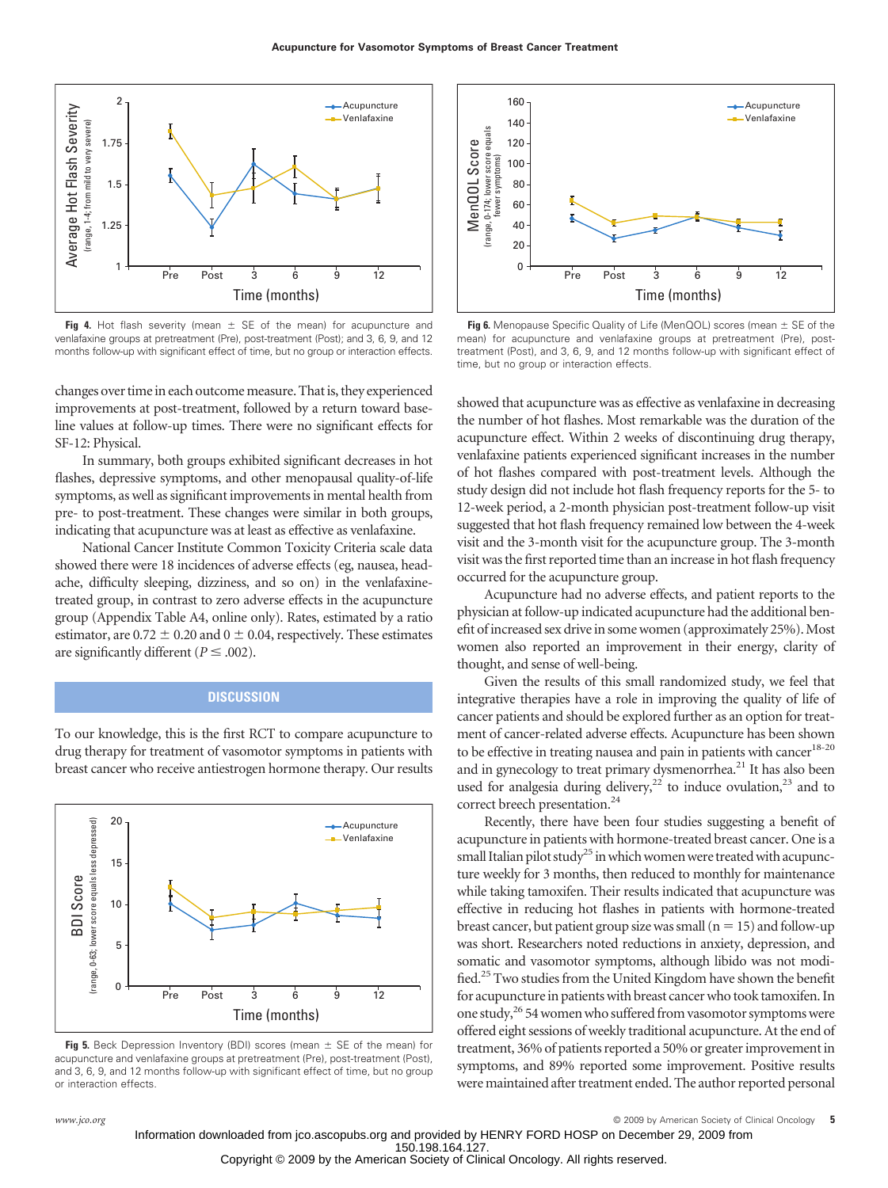Average Hot Flash Severity (range, 1-4; from mild to very severe)

2
1.75
1.5
1.25
1

Acupuncture
Venlafaxine

Pre Post 3 6 9 12

Time (months)

**Fig 4.** Hot flash severity (mean ± SE of the mean) for acupuncture and venlafaxine groups at pretreatment (Pre), post-treatment (Post); and 3, 6, 9, and 12 months follow-up with significant effect of time, but no group or interaction effects.

MenQOL Score (range, 0-174; lower score equals fewer symptoms)

160
140
120
100
80
60
40
20
0

Acupuncture
Venlafaxine

Pre Post 3 6 9 12

Time (months)

**Fig 6.** Menopause Specific Quality of Life (MenQOL) scores (mean ± SE of the mean) for acupuncture and venlafaxine groups at pretreatment (Pre), post-treatment (Post), and 3, 6, 9, and 12 months follow-up with significant effect of time, but no group or interaction effects.

changes over time in each outcome measure. That is, they experienced improvements at post-treatment, followed by a return toward baseline values at follow-up times. There were no significant effects for SF-12: Physical.

In summary, both groups exhibited significant decreases in hot flashes, depressive symptoms, and other menopausal quality-of-life symptoms, as well as significant improvements in mental health from pre- to post-treatment. These changes were similar in both groups, indicating that acupuncture was at least as effective as venlafaxine.

National Cancer Institute Common Toxicity Criteria scale data showed there were 18 incidences of adverse effects (eg, nausea, headache, difficulty sleeping, dizziness, and so on) in the venlafaxine-treated group, in contrast to zero adverse effects in the acupuncture group (Appendix Table A4, online only). Rates, estimated by a ratio estimator, are $0.72 \pm 0.20$ and $0 \pm 0.04$, respectively. These estimates are significantly different ($P \leq .002$).

## DISCUSSION

To our knowledge, this is the first RCT to compare acupuncture to drug therapy for treatment of vasomotor symptoms in patients with breast cancer who receive antiestrogen hormone therapy. Our results showed that acupuncture was as effective as venlafaxine in decreasing the number of hot flashes. Most remarkable was the duration of the acupuncture effect. Within 2 weeks of discontinuing drug therapy, venlafaxine patients experienced significant increases in the number of hot flashes compared with post-treatment levels. Although the study design did not include hot flash frequency reports for the 5- to 12-week period, a 2-month physician post-treatment follow-up visit suggested that hot flash frequency remained low between the 4-week visit and the 3-month visit for the acupuncture group. The 3-month visit was the first reported time than an increase in hot flash frequency occurred for the acupuncture group.

BDI Score (range, 0-63; lower score equals less depressed)

20
15
10
5
0

Acupuncture
Venlafaxine

Pre Post 3 6 9 12

Time (months)

**Fig 5.** Beck Depression Inventory (BDI) scores (mean ± SE of the mean) for acupuncture and venlafaxine groups at pretreatment (Pre), post-treatment (Post), and 3, 6, 9, and 12 months follow-up with significant effect of time, but no group or interaction effects.

Acupuncture had no adverse effects, and patient reports to the physician at follow-up indicated acupuncture had the additional benefit of increased sex drive in some women (approximately 25%). Most women also reported an improvement in their energy, clarity of thought, and sense of well-being.

Given the results of this small randomized study, we feel that integrative therapies have a role in improving the quality of life of cancer patients and should be explored further as an option for treatment of cancer-related adverse effects. Acupuncture has been shown to be effective in treating nausea and pain in patients with cancer[18-20] and in gynecology to treat primary dysmenorrhea.[21] It has also been used for analgesia during delivery,[22] to induce ovulation,[23] and to correct breech presentation.[24]

Recently, there have been four studies suggesting a benefit of acupuncture in patients with hormone-treated breast cancer. One is a small Italian pilot study[25] in which women were treated with acupuncture weekly for 3 months, then reduced to monthly for maintenance while taking tamoxifen. Their results indicated that acupuncture was effective in reducing hot flashes in patients with hormone-treated breast cancer, but patient group size was small (n = 15) and follow-up was short. Researchers noted reductions in anxiety, depression, and somatic and vasomotor symptoms, although libido was not modified.[25] Two studies from the United Kingdom have shown the benefit for acupuncture in patients with breast cancer who took tamoxifen. In one study,[26] 54 women who suffered from vasomotor symptoms were offered eight sessions of weekly traditional acupuncture. At the end of treatment, 36% of patients reported a 50% or greater improvement in symptoms, and 89% reported some improvement. Positive results were maintained after treatment ended. The author reported personal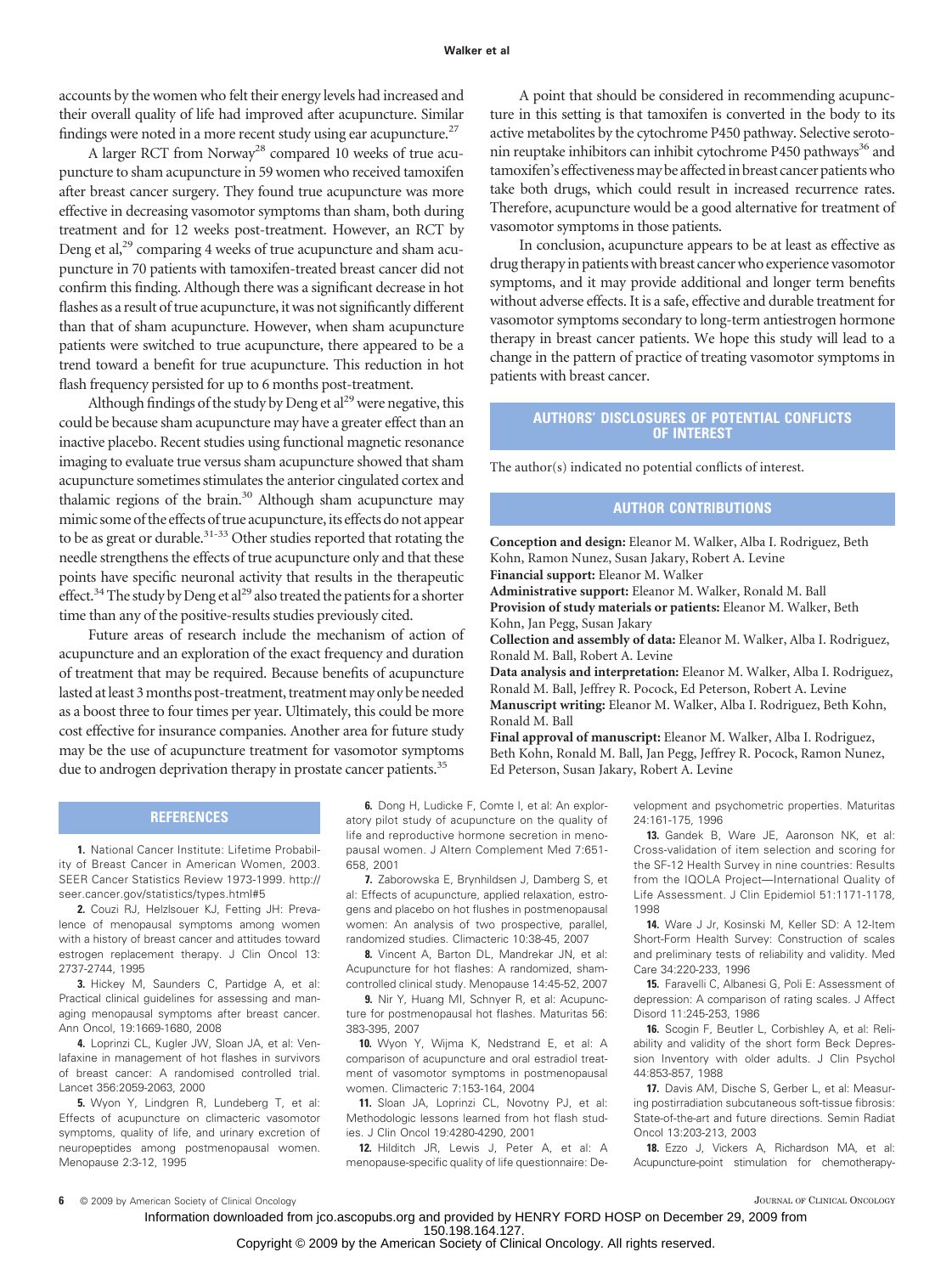accounts by the women who felt their energy levels had increased and their overall quality of life had improved after acupuncture. Similar findings were noted in a more recent study using ear acupuncture.[27]

A larger RCT from Norway[28] compared 10 weeks of true acupuncture to sham acupuncture in 59 women who received tamoxifen after breast cancer surgery. They found true acupuncture was more effective in decreasing vasomotor symptoms than sham, both during treatment and for 12 weeks post-treatment. However, an RCT by Deng et al,[29] comparing 4 weeks of true acupuncture and sham acupuncture in 70 patients with tamoxifen-treated breast cancer did not confirm this finding. Although there was a significant decrease in hot flashes as a result of true acupuncture, it was not significantly different than that of sham acupuncture. However, when sham acupuncture patients were switched to true acupuncture, there appeared to be a trend toward a benefit for true acupuncture. This reduction in hot flash frequency persisted for up to 6 months post-treatment.

Although findings of the study by Deng et al[29] were negative, this could be because sham acupuncture may have a greater effect than an inactive placebo. Recent studies using functional magnetic resonance imaging to evaluate true versus sham acupuncture showed that sham acupuncture sometimes stimulates the anterior cingulated cortex and thalamic regions of the brain.[30] Although sham acupuncture may mimic some of the effects of true acupuncture, its effects do not appear to be as great or durable.[31-33] Other studies reported that rotating the needle strengthens the effects of true acupuncture only and that these points have specific neuronal activity that results in the therapeutic effect.[34] The study by Deng et al[29] also treated the patients for a shorter time than any of the positive-results studies previously cited.

Future areas of research include the mechanism of action of acupuncture and an exploration of the exact frequency and duration of treatment that may be required. Because benefits of acupuncture lasted at least 3 months post-treatment, treatment may only be needed as a boost three to four times per year. Ultimately, this could be more cost effective for insurance companies. Another area for future study may be the use of acupuncture treatment for vasomotor symptoms due to androgen deprivation therapy in prostate cancer patients.[35]

A point that should be considered in recommending acupuncture in this setting is that tamoxifen is converted in the body to its active metabolites by the cytochrome P450 pathway. Selective serotonin reuptake inhibitors can inhibit cytochrome P450 pathways[36] and tamoxifen's effectiveness may be affected in breast cancer patients who take both drugs, which could result in increased recurrence rates. Therefore, acupuncture would be a good alternative for treatment of vasomotor symptoms in those patients.

In conclusion, acupuncture appears to be at least as effective as drug therapy in patients with breast cancer who experience vasomotor symptoms, and it may provide additional and longer term benefits without adverse effects. It is a safe, effective and durable treatment for vasomotor symptoms secondary to long-term antiestrogen hormone therapy in breast cancer patients. We hope this study will lead to a change in the pattern of practice of treating vasomotor symptoms in patients with breast cancer.

## AUTHORS' DISCLOSURES OF POTENTIAL CONFLICTS OF INTEREST

The author(s) indicated no potential conflicts of interest.

## AUTHOR CONTRIBUTIONS

**Conception and design:** Eleanor M. Walker, Alba I. Rodriguez, Beth Kohn, Ramon Nunez, Susan Jakary, Robert A. Levine
**Financial support:** Eleanor M. Walker
**Administrative support:** Eleanor M. Walker, Ronald M. Ball
**Provision of study materials or patients:** Eleanor M. Walker, Beth Kohn, Jan Pegg, Susan Jakary
**Collection and assembly of data:** Eleanor M. Walker, Alba I. Rodriguez, Ronald M. Ball, Robert A. Levine
**Data analysis and interpretation:** Eleanor M. Walker, Alba I. Rodriguez, Ronald M. Ball, Jeffrey R. Pocock, Ed Peterson, Robert A. Levine
**Manuscript writing:** Eleanor M. Walker, Alba I. Rodriguez, Beth Kohn, Ronald M. Ball
**Final approval of manuscript:** Eleanor M. Walker, Alba I. Rodriguez, Beth Kohn, Ronald M. Ball, Jan Pegg, Jeffrey R. Pocock, Ramon Nunez, Ed Peterson, Susan Jakary, Robert A. Levine

## REFERENCES

1. National Cancer Institute: Lifetime Probability of Breast Cancer in American Women, 2003. SEER Cancer Statistics Review 1973-1999. http://seer.cancer.gov/statistics/types.html#5

2. Couzi RJ, Helzlsouer KJ, Fetting JH: Prevalence of menopausal symptoms among women with a history of breast cancer and attitudes toward estrogen replacement therapy. J Clin Oncol 13: 2737-2744, 1995

3. Hickey M, Saunders C, Partidge A, et al: Practical clinical guidelines for assessing and managing menopausal symptoms after breast cancer. Ann Oncol, 19:1669-1680, 2008

4. Loprinzi CL, Kugler JW, Sloan JA, et al: Venlafaxine in management of hot flashes in survivors of breast cancer: A randomised controlled trial. Lancet 356:2059-2063, 2000

5. Wyon Y, Lindgren R, Lundeberg T, et al: Effects of acupuncture on climacteric vasomotor symptoms, quality of life, and urinary excretion of neuropeptides among postmenopausal women. Menopause 2:3-12, 1995

6. Dong H, Ludicke F, Comte I, et al: An exploratory pilot study of acupuncture on the quality of life and reproductive hormone secretion in menopausal women. J Altern Complement Med 7:651-658, 2001

7. Zaborowska E, Brynhildsen J, Damberg S, et al: Effects of acupuncture, applied relaxation, estrogens and placebo on hot flushes in postmenopausal women: An analysis of two prospective, parallel, randomized studies. Climacteric 10:38-45, 2007

8. Vincent A, Barton DL, Mandrekar JN, et al: Acupuncture for hot flashes: A randomized, sham-controlled clinical study. Menopause 14:45-52, 2007

9. Nir Y, Huang MI, Schnyer R, et al: Acupuncture for postmenopausal hot flashes. Maturitas 56: 383-395, 2007

10. Wyon Y, Wijma K, Nedstrand E, et al: A comparison of acupuncture and oral estradiol treatment of vasomotor symptoms in postmenopausal women. Climacteric 7:153-164, 2004

11. Sloan JA, Loprinzi CL, Novotny PJ, et al: Methodologic lessons learned from hot flash studies. J Clin Oncol 19:4280-4290, 2001

12. Hilditch JR, Lewis J, Peter A, et al: A menopause-specific quality of life questionnaire: Development and psychometric properties. Maturitas 24:161-175, 1996

13. Gandek B, Ware JE, Aaronson NK, et al: Cross-validation of item selection and scoring for the SF-12 Health Survey in nine countries: Results from the IQOLA Project—International Quality of Life Assessment. J Clin Epidemiol 51:1171-1178, 1998

14. Ware J Jr, Kosinski M, Keller SD: A 12-Item Short-Form Health Survey: Construction of scales and preliminary tests of reliability and validity. Med Care 34:220-233, 1996

15. Faravelli C, Albanesi G, Poli E: Assessment of depression: A comparison of rating scales. J Affect Disord 11:245-253, 1986

16. Scogin F, Beutler L, Corbishley A, et al: Reliability and validity of the short form Beck Depression Inventory with older adults. J Clin Psychol 44:853-857, 1988

17. Davis AM, Dische S, Gerber L, et al: Measuring postirradiation subcutaneous soft-tissue fibrosis: State-of-the-art and future directions. Semin Radiat Oncol 13:203-213, 2003

18. Ezzo J, Vickers A, Richardson MA, et al: Acupuncture-point stimulation for chemotherapy-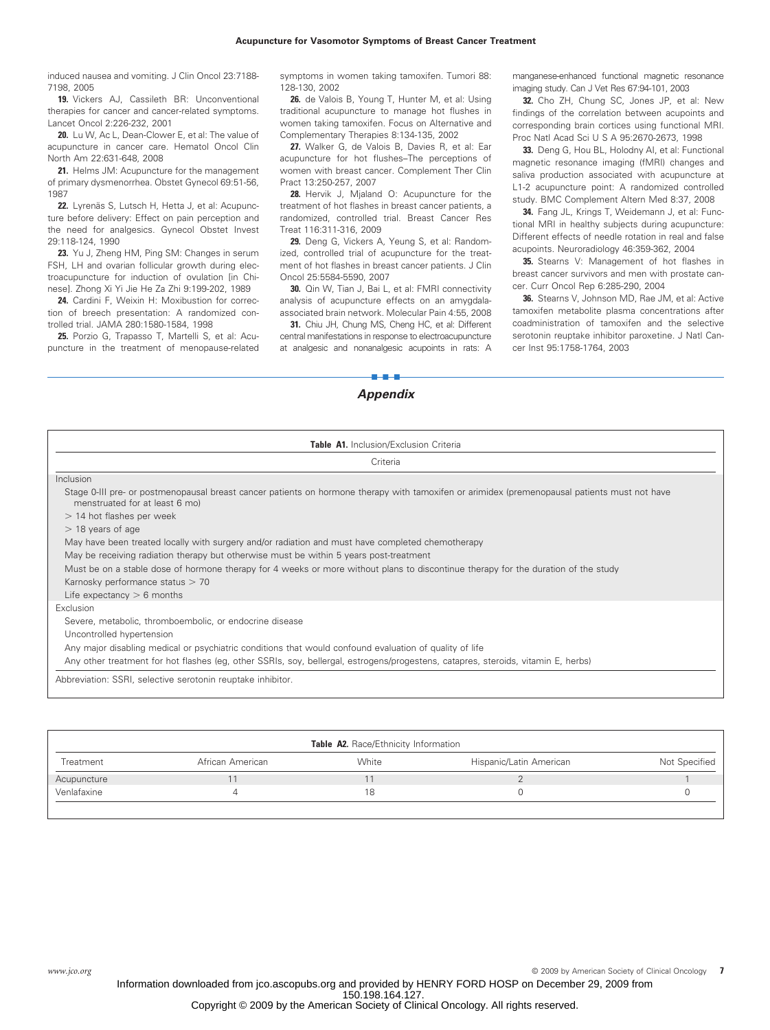induced nausea and vomiting. J Clin Oncol 23:7188-7198, 2005

**19.** Vickers AJ, Cassileth BR: Unconventional therapies for cancer and cancer-related symptoms. Lancet Oncol 2:226-232, 2001

**20.** Lu W, Ac L, Dean-Clower E, et al: The value of acupuncture in cancer care. Hematol Oncol Clin North Am 22:631-648, 2008

**21.** Helms JM: Acupuncture for the management of primary dysmenorrhea. Obstet Gynecol 69:51-56, 1987

**22.** Lyrenäs S, Lutsch H, Hetta J, et al: Acupuncture before delivery: Effect on pain perception and the need for analgesics. Gynecol Obstet Invest 29:118-124, 1990

**23.** Yu J, Zheng HM, Ping SM: Changes in serum FSH, LH and ovarian follicular growth during electroacupuncture for induction of ovulation [in Chinese]. Zhong Xi Yi Jie He Za Zhi 9:199-202, 1989

**24.** Cardini F, Weixin H: Moxibustion for correction of breech presentation: A randomized controlled trial. JAMA 280:1580-1584, 1998

**25.** Porzio G, Trapasso T, Martelli S, et al: Acupuncture in the treatment of menopause-related symptoms in women taking tamoxifen. Tumori 88: 128-130, 2002

**26.** de Valois B, Young T, Hunter M, et al: Using traditional acupuncture to manage hot flushes in women taking tamoxifen. Focus on Alternative and Complementary Therapies 8:134-135, 2002

**27.** Walker G, de Valois B, Davies R, et al: Ear acupuncture for hot flushes–The perceptions of women with breast cancer. Complement Ther Clin Pract 13:250-257, 2007

**28.** Hervik J, Mjaland O: Acupuncture for the treatment of hot flashes in breast cancer patients, a randomized, controlled trial. Breast Cancer Res Treat 116:311-316, 2009

**29.** Deng G, Vickers A, Yeung S, et al: Randomized, controlled trial of acupuncture for the treatment of hot flashes in breast cancer patients. J Clin Oncol 25:5584-5590, 2007

**30.** Qin W, Tian J, Bai L, et al: FMRI connectivity analysis of acupuncture effects on an amygdala-associated brain network. Molecular Pain 4:55, 2008

**31.** Chiu JH, Chung MS, Cheng HC, et al: Different central manifestations in response to electroacupuncture at analgesic and nonanalgesic acupoints in rats: A manganese-enhanced functional magnetic resonance imaging study. Can J Vet Res 67:94-101, 2003

**32.** Cho ZH, Chung SC, Jones JP, et al: New findings of the correlation between acupoints and corresponding brain cortices using functional MRI. Proc Natl Acad Sci U S A 95:2670-2673, 1998

**33.** Deng G, Hou BL, Holodny AI, et al: Functional magnetic resonance imaging (fMRI) changes and saliva production associated with acupuncture at L1-2 acupuncture point: A randomized controlled study. BMC Complement Altern Med 8:37, 2008

**34.** Fang JL, Krings T, Weidemann J, et al: Functional MRI in healthy subjects during acupuncture: Different effects of needle rotation in real and false acupoints. Neuroradiology 46:359-362, 2004

**35.** Stearns V: Management of hot flashes in breast cancer survivors and men with prostate cancer. Curr Oncol Rep 6:285-290, 2004

**36.** Stearns V, Johnson MD, Rae JM, et al: Active tamoxifen metabolite plasma concentrations after coadministration of tamoxifen and the selective serotonin reuptake inhibitor paroxetine. J Natl Cancer Inst 95:1758-1764, 2003

## *Appendix*

**Table A1.** Inclusion/Exclusion Criteria

| Criteria |
|---|
| Inclusion |
| Stage 0-III pre- or postmenopausal breast cancer patients on hormone therapy with tamoxifen or arimidex (premenopausal patients must not have menstruated for at least 6 mo) |
| > 14 hot flashes per week |
| > 18 years of age |
| May have been treated locally with surgery and/or radiation and must have completed chemotherapy |
| May be receiving radiation therapy but otherwise must be within 5 years post-treatment |
| Must be on a stable dose of hormone therapy for 4 weeks or more without plans to discontinue therapy for the duration of the study |
| Karnosky performance status > 70 |
| Life expectancy > 6 months |
| Exclusion |
| Severe, metabolic, thromboembolic, or endocrine disease |
| Uncontrolled hypertension |
| Any major disabling medical or psychiatric conditions that would confound evaluation of quality of life |
| Any other treatment for hot flashes (eg, other SSRIs, soy, bellergal, estrogens/progestens, catapres, steroids, vitamin E, herbs) |

Abbreviation: SSRI, selective serotonin reuptake inhibitor.

**Table A2.** Race/Ethnicity Information

| Treatment | African American | White | Hispanic/Latin American | Not Specified |
|---|---|---|---|---|
| Acupuncture | 11 | 11 | 2 | 1 |
| Venlafaxine | 4 | 18 | 0 | 0 |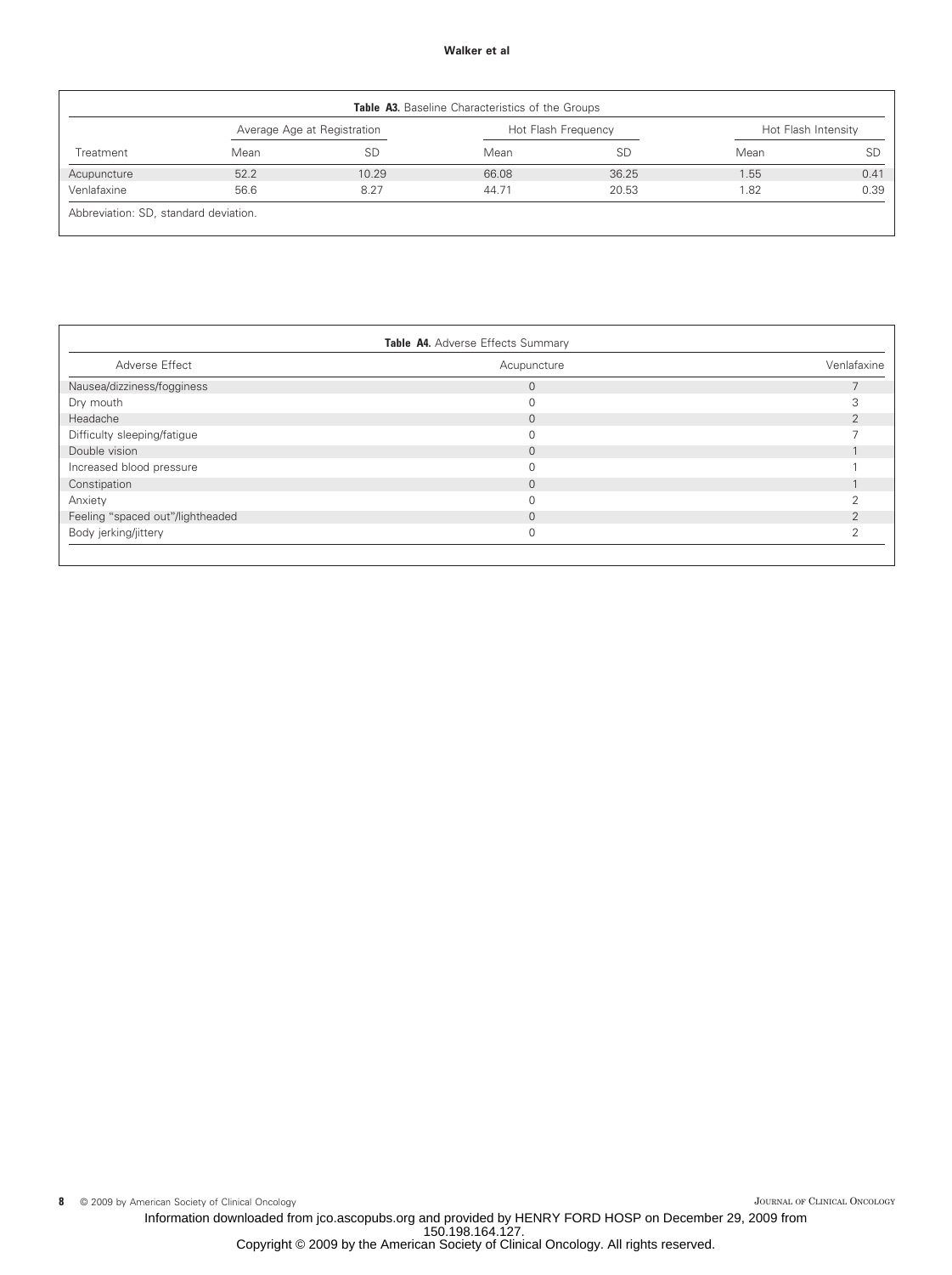**Table A3.** Baseline Characteristics of the Groups

| | Average Age at Registration | | Hot Flash Frequency | | Hot Flash Intensity | |
|---|---|---|---|---|---|---|
| Treatment | Mean | SD | Mean | SD | Mean | SD |
| Acupuncture | 52.2 | 10.29 | 66.08 | 36.25 | 1.55 | 0.41 |
| Venlafaxine | 56.6 | 8.27 | 44.71 | 20.53 | 1.82 | 0.39 |

Abbreviation: SD, standard deviation.

**Table A4.** Adverse Effects Summary

| Adverse Effect | Acupuncture | Venlafaxine |
|---|---|---|
| Nausea/dizziness/fogginess | 0 | 7 |
| Dry mouth | 0 | 3 |
| Headache | 0 | 2 |
| Difficulty sleeping/fatigue | 0 | 7 |
| Double vision | 0 | 1 |
| Increased blood pressure | 0 | 1 |
| Constipation | 0 | 1 |
| Anxiety | 0 | 2 |
| Feeling "spaced out"/lightheaded | 0 | 2 |
| Body jerking/jittery | 0 | 2 |